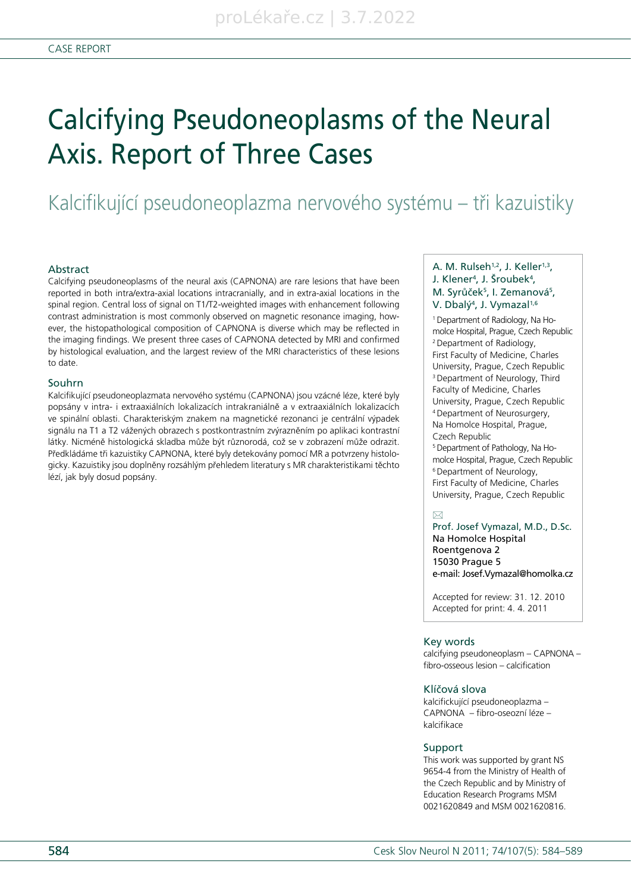CASE REPORT

# Calcifying Pseudoneoplasms of the Neural Axis. Report of Three Cases

## Kalcifikující pseudoneoplazma nervového systému – tři kazuistiky

### Abstract

Calcifying pseudoneoplasms of the neural axis (CAPNONA) are rare lesions that have been reported in both intra/extra-axial locations intracranially, and in extra-axial locations in the spinal region. Central loss of signal on T1/T2-weighted images with enhancement following contrast administration is most commonly observed on magnetic resonance imaging, however, the histopathological composition of CAPNONA is diverse which may be reflected in the imaging findings. We present three cases of CAPNONA detected by MRI and confirmed by histological evaluation, and the largest review of the MRI characteristics of these lesions to date.

### Souhrn

Kalcifikující pseudoneoplazmata nervového systému (CAPNONA) jsou vzácné léze, které byly popsány v intra- i extraaxiálních lokalizacích intrakraniálně a v extraaxiálních lokalizacích ve spinální oblasti. Charakteristickým znakem na magnetické rezonanci je centrální výpadek signálu na T1 a T2 vážených obrazech s postkontrastním zvýrazněním po aplikaci kontrastní látky. Nicméně histologická skladba může být různorodá, což se v zobrazení může odrazit. Předkládáme tři kazuistiky CAPNONA, které byly detekovány pomocí MR a potvrzeny histologicky. Kazuistiky jsou doplněny rozsáhlým přehledem literatury s MR charakteristikami těchto lézí, jak byly dosud popsány.

A. M. Rulseh[1,2], J. Keller[1,3], J. Klener[4], J. Šroubek[4], M. Syrůček[5], I. Zemanová[5], V. Dbalý[4], J. Vymazal[1,6]

[1] Department of Radiology, Na Homolce Hospital, Prague, Czech Republic
[2] Department of Radiology, First Faculty of Medicine, Charles University, Prague, Czech Republic
[3] Department of Neurology, Third Faculty of Medicine, Charles University, Prague, Czech Republic
[4] Department of Neurosurgery, Na Homolce Hospital, Prague, Czech Republic
[5] Department of Pathology, Na Homolce Hospital, Prague, Czech Republic
[6] Department of Neurology, First Faculty of Medicine, Charles University, Prague, Czech Republic

Prof. Josef Vymazal, M.D., D.Sc.
Na Homolce Hospital
Roentgenova 2
15030 Prague 5
e-mail: Josef.Vymazal@homolka.cz

Accepted for review: 31. 12. 2010
Accepted for print: 4. 4. 2011

### Key words

calcifying pseudoneoplasm – CAPNONA – fibro-osseous lesion – calcification

### Klíčová slova

kalcifickující pseudoneoplazma – CAPNONA – fibro-oseozní léze – kalcifikace

### Support

This work was supported by grant NS 9654-4 from the Ministry of Health of the Czech Republic and by Ministry of Education Research Programs MSM 0021620849 and MSM 0021620816.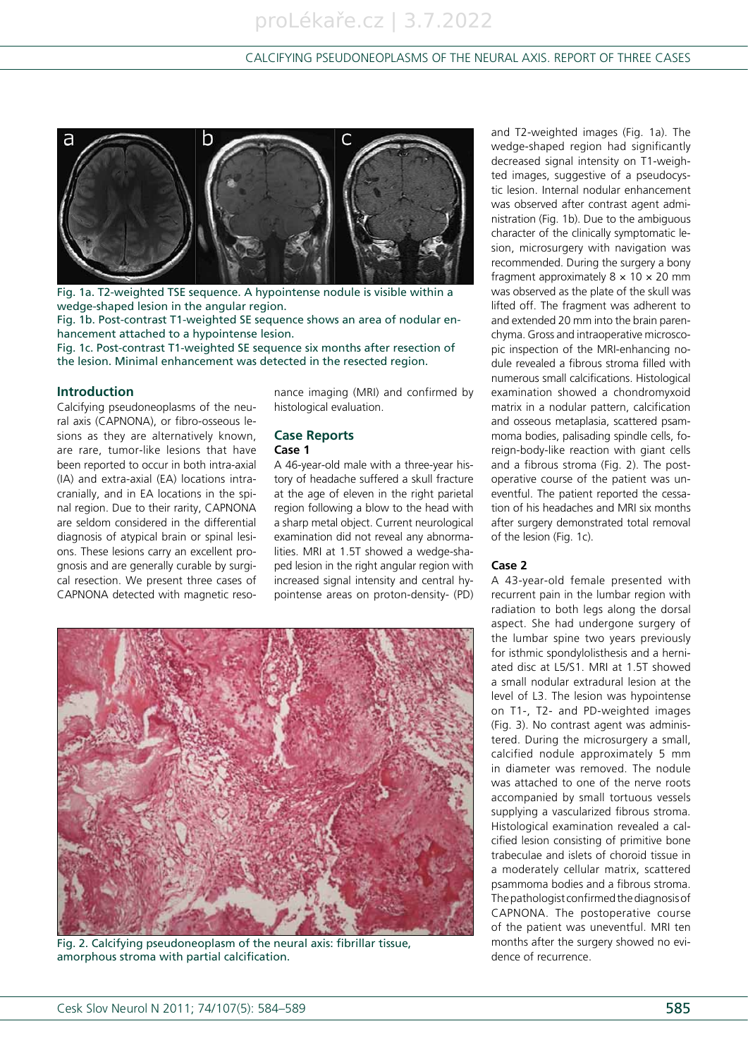Fig. 1a. T2-weighted TSE sequence. A hypointense nodule is visible within a wedge-shaped lesion in the angular region.
Fig. 1b. Post-contrast T1-weighted SE sequence shows an area of nodular enhancement attached to a hypointense lesion.
Fig. 1c. Post-contrast T1-weighted SE sequence six months after resection of the lesion. Minimal enhancement was detected in the resected region.

## Introduction

Calcifying pseudoneoplasms of the neural axis (CAPNONA), or fibro-osseous lesions as they are alternatively known, are rare, tumor-like lesions that have been reported to occur in both intra-axial (IA) and extra-axial (EA) locations intracranially, and in EA locations in the spinal region. Due to their rarity, CAPNONA are seldom considered in the differential diagnosis of atypical brain or spinal lesions. These lesions carry an excellent prognosis and are generally curable by surgical resection. We present three cases of CAPNONA detected with magnetic resonance imaging (MRI) and confirmed by histological evaluation.

## Case Reports

### Case 1

A 46-year-old male with a three-year history of headache suffered a skull fracture at the age of eleven in the right parietal region following a blow to the head with a sharp metal object. Current neurological examination did not reveal any abnormalities. MRI at 1.5T showed a wedge-shaped lesion in the right angular region with increased signal intensity and central hypointense areas on proton-density- (PD) and T2-weighted images (Fig. 1a). The wedge-shaped region had significantly decreased signal intensity on T1-weighted images, suggestive of a pseudocystic lesion. Internal nodular enhancement was observed after contrast agent administration (Fig. 1b). Due to the ambiguous character of the clinically symptomatic lesion, microsurgery with navigation was recommended. During the surgery a bony fragment approximately 8 × 10 × 20 mm was observed as the plate of the skull was lifted off. The fragment was adherent to and extended 20 mm into the brain parenchyma. Gross and intraoperative microscopic inspection of the MRI-enhancing nodule revealed a fibrous stroma filled with numerous small calcifications. Histological examination showed a chondromyxoid matrix in a nodular pattern, calcification and osseous metaplasia, scattered psammoma bodies, palisading spindle cells, foreign-body-like reaction with giant cells and a fibrous stroma (Fig. 2). The postoperative course of the patient was uneventful. The patient reported the cessation of his headaches and MRI six months after surgery demonstrated total removal of the lesion (Fig. 1c).

Fig. 2. Calcifying pseudoneoplasm of the neural axis: fibrillar tissue, amorphous stroma with partial calcification.

### Case 2

A 43-year-old female presented with recurrent pain in the lumbar region with radiation to both legs along the dorsal aspect. She had undergone surgery of the lumbar spine two years previously for isthmic spondylolisthesis and a herniated disc at L5/S1. MRI at 1.5T showed a small nodular extradural lesion at the level of L3. The lesion was hypointense on T1-, T2- and PD-weighted images (Fig. 3). No contrast agent was administered. During the microsurgery a small, calcified nodule approximately 5 mm in diameter was removed. The nodule was attached to one of the nerve roots accompanied by small tortuous vessels supplying a vascularized fibrous stroma. Histological examination revealed a calcified lesion consisting of primitive bone trabeculae and islets of choroid tissue in a moderately cellular matrix, scattered psammoma bodies and a fibrous stroma. The pathologist confirmed the diagnosis of CAPNONA. The postoperative course of the patient was uneventful. MRI ten months after the surgery showed no evidence of recurrence.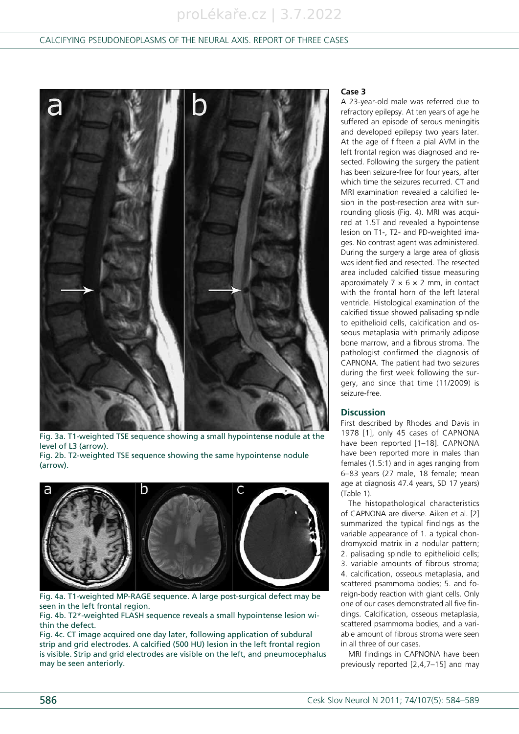Fig. 3a. T1-weighted TSE sequence showing a small hypointense nodule at the level of L3 (arrow).
Fig. 2b. T2-weighted TSE sequence showing the same hypointense nodule (arrow).

Fig. 4a. T1-weighted MP-RAGE sequence. A large post-surgical defect may be seen in the left frontal region.
Fig. 4b. T2*-weighted FLASH sequence reveals a small hypointense lesion within the defect.
Fig. 4c. CT image acquired one day later, following application of subdural strip and grid electrodes. A calcified (500 HU) lesion in the left frontal region is visible. Strip and grid electrodes are visible on the left, and pneumocephalus may be seen anteriorly.

**Case 3**

A 23-year-old male was referred due to refractory epilepsy. At ten years of age he suffered an episode of serous meningitis and developed epilepsy two years later. At the age of fifteen a pial AVM in the left frontal region was diagnosed and resected. Following the surgery the patient has been seizure-free for four years, after which time the seizures recurred. CT and MRI examination revealed a calcified lesion in the post-resection area with surrounding gliosis (Fig. 4). MRI was acquired at 1.5T and revealed a hypointense lesion on T1-, T2- and PD-weighted images. No contrast agent was administered. During the surgery a large area of gliosis was identified and resected. The resected area included calcified tissue measuring approximately 7 × 6 × 2 mm, in contact with the frontal horn of the left lateral ventricle. Histological examination of the calcified tissue showed palisading spindle to epithelioid cells, calcification and osseous metaplasia with primarily adipose bone marrow, and a fibrous stroma. The pathologist confirmed the diagnosis of CAPNONA. The patient had two seizures during the first week following the surgery, and since that time (11/2009) is seizure-free.

## Discussion

First described by Rhodes and Davis in 1978 [1], only 45 cases of CAPNONA have been reported [1–18]. CAPNONA have been reported more in males than females (1.5:1) and in ages ranging from 6–83 years (27 male, 18 female; mean age at diagnosis 47.4 years, SD 17 years) (Table 1).

The histopathological characteristics of CAPNONA are diverse. Aiken et al. [2] summarized the typical findings as the variable appearance of 1. a typical chondromyxoid matrix in a nodular pattern; 2. palisading spindle to epithelioid cells; 3. variable amounts of fibrous stroma; 4. calcification, osseous metaplasia, and scattered psammoma bodies; 5. and foreign-body reaction with giant cells. Only one of our cases demonstrated all five findings. Calcification, osseous metaplasia, scattered psammoma bodies, and a variable amount of fibrous stroma were seen in all three of our cases.

MRI findings in CAPNONA have been previously reported [2,4,7–15] and may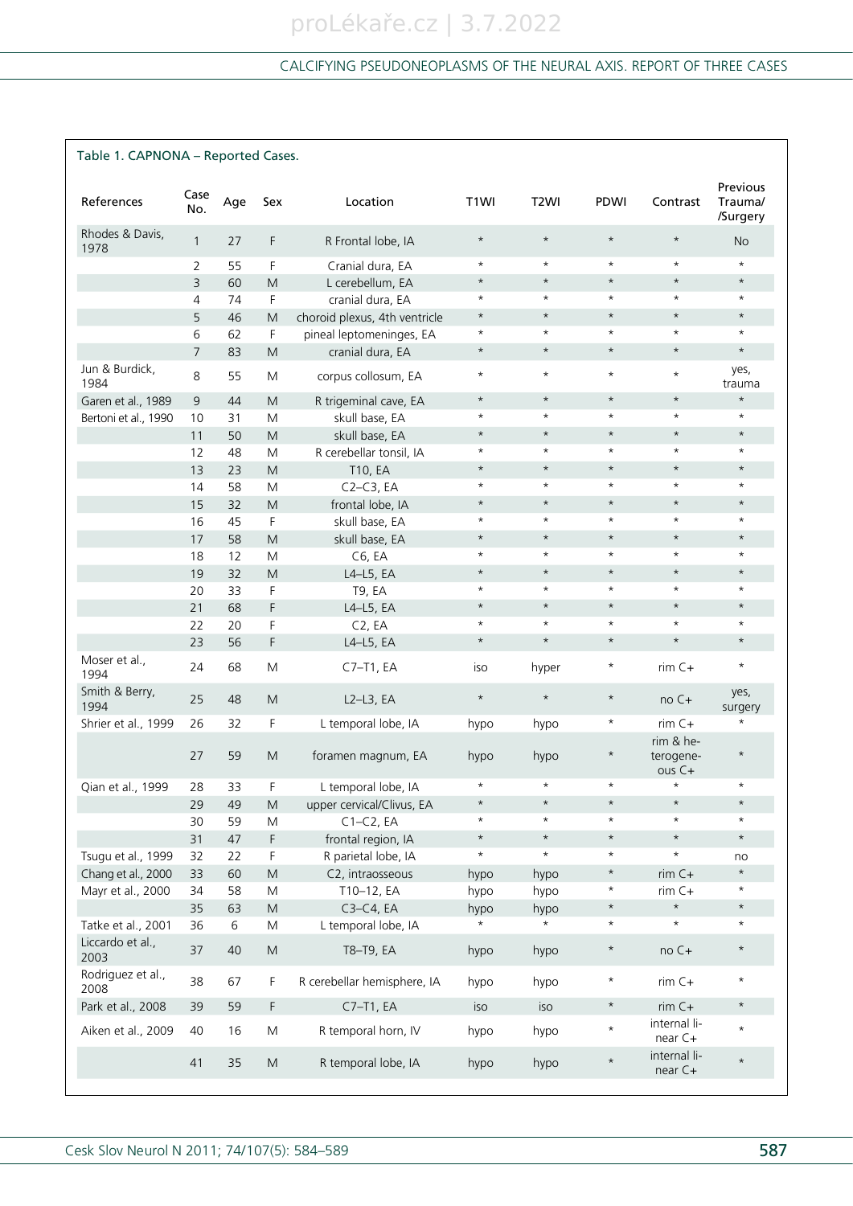Table 1. CAPNONA – Reported Cases.

| References | Case No. | Age | Sex | Location | T1WI | T2WI | PDWI | Contrast | Previous Trauma/ /Surgery |
|---|---|---|---|---|---|---|---|---|---|
| Rhodes & Davis, 1978 | 1 | 27 | F | R Frontal lobe, IA | * | * | * | * | No |
| | 2 | 55 | F | Cranial dura, EA | * | * | * | * | * |
| | 3 | 60 | M | L cerebellum, EA | * | * | * | * | * |
| | 4 | 74 | F | cranial dura, EA | * | * | * | * | * |
| | 5 | 46 | M | choroid plexus, 4th ventricle | * | * | * | * | * |
| | 6 | 62 | F | pineal leptomeninges, EA | * | * | * | * | * |
| | 7 | 83 | M | cranial dura, EA | * | * | * | * | * |
| Jun & Burdick, 1984 | 8 | 55 | M | corpus collosum, EA | * | * | * | * | yes, trauma |
| Garen et al., 1989 | 9 | 44 | M | R trigeminal cave, EA | * | * | * | * | * |
| Bertoni et al., 1990 | 10 | 31 | M | skull base, EA | * | * | * | * | * |
| | 11 | 50 | M | skull base, EA | * | * | * | * | * |
| | 12 | 48 | M | R cerebellar tonsil, IA | * | * | * | * | * |
| | 13 | 23 | M | T10, EA | * | * | * | * | * |
| | 14 | 58 | M | C2–C3, EA | * | * | * | * | * |
| | 15 | 32 | M | frontal lobe, IA | * | * | * | * | * |
| | 16 | 45 | F | skull base, EA | * | * | * | * | * |
| | 17 | 58 | M | skull base, EA | * | * | * | * | * |
| | 18 | 12 | M | C6, EA | * | * | * | * | * |
| | 19 | 32 | M | L4–L5, EA | * | * | * | * | * |
| | 20 | 33 | F | T9, EA | * | * | * | * | * |
| | 21 | 68 | F | L4–L5, EA | * | * | * | * | * |
| | 22 | 20 | F | C2, EA | * | * | * | * | * |
| | 23 | 56 | F | L4–L5, EA | * | * | * | * | * |
| Moser et al., 1994 | 24 | 68 | M | C7–T1, EA | iso | hyper | * | rim C+ | * |
| Smith & Berry, 1994 | 25 | 48 | M | L2–L3, EA | * | * | * | no C+ | yes, surgery |
| Shrier et al., 1999 | 26 | 32 | F | L temporal lobe, IA | hypo | hypo | * | rim C+ | * |
| | 27 | 59 | M | foramen magnum, EA | hypo | hypo | * | rim & heterogeneous C+ | * |
| Qian et al., 1999 | 28 | 33 | F | L temporal lobe, IA | * | * | * | * | * |
| | 29 | 49 | M | upper cervical/Clivus, EA | * | * | * | * | * |
| | 30 | 59 | M | C1–C2, EA | * | * | * | * | * |
| | 31 | 47 | F | frontal region, IA | * | * | * | * | * |
| Tsugu et al., 1999 | 32 | 22 | F | R parietal lobe, IA | * | * | * | * | no |
| Chang et al., 2000 | 33 | 60 | M | C2, intraosseous | hypo | hypo | * | rim C+ | * |
| Mayr et al., 2000 | 34 | 58 | M | T10–12, EA | hypo | hypo | * | rim C+ | * |
| | 35 | 63 | M | C3–C4, EA | hypo | hypo | * | * | * |
| Tatke et al., 2001 | 36 | 6 | M | L temporal lobe, IA | * | * | * | * | * |
| Liccardo et al., 2003 | 37 | 40 | M | T8–T9, EA | hypo | hypo | * | no C+ | * |
| Rodriguez et al., 2008 | 38 | 67 | F | R cerebellar hemisphere, IA | hypo | hypo | * | rim C+ | * |
| Park et al., 2008 | 39 | 59 | F | C7–T1, EA | iso | iso | * | rim C+ | * |
| Aiken et al., 2009 | 40 | 16 | M | R temporal horn, IV | hypo | hypo | * | internal linear C+ | * |
| | 41 | 35 | M | R temporal lobe, IA | hypo | hypo | * | internal linear C+ | * |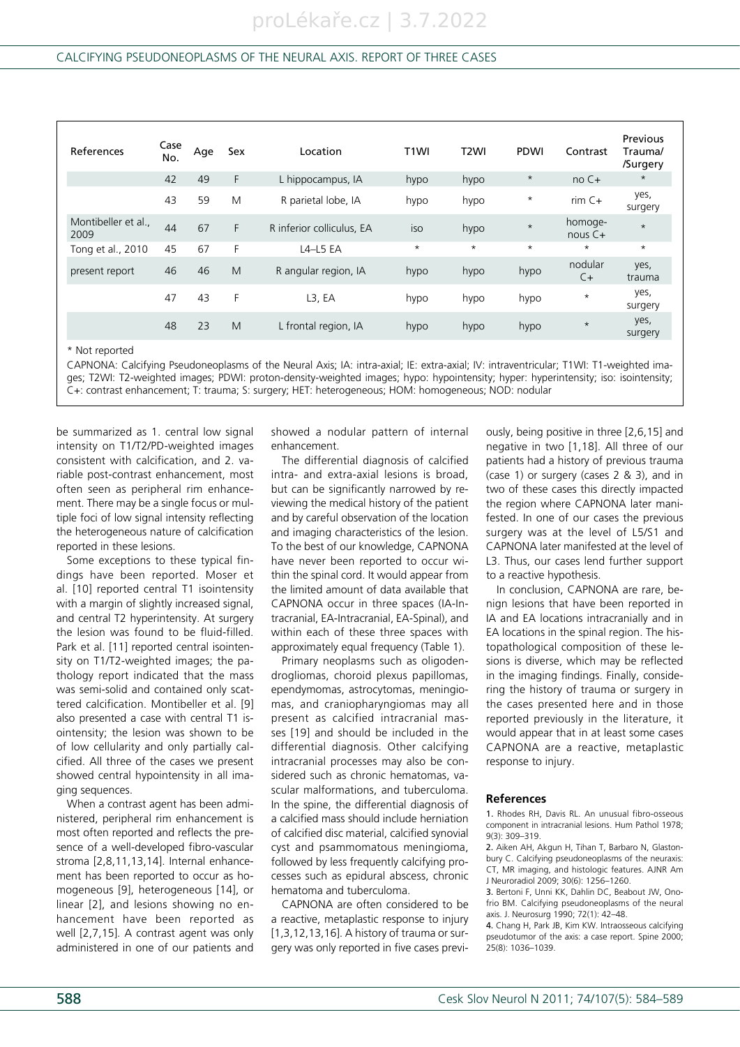| References | Case No. | Age | Sex | Location | T1WI | T2WI | PDWI | Contrast | Previous Trauma/ /Surgery |
|---|---|---|---|---|---|---|---|---|---|
| | 42 | 49 | F | L hippocampus, IA | hypo | hypo | * | no C+ | * |
| | 43 | 59 | M | R parietal lobe, IA | hypo | hypo | * | rim C+ | yes, surgery |
| Montibeller et al., 2009 | 44 | 67 | F | R inferior colliculus, EA | iso | hypo | * | homoge-nous C+ | * |
| Tong et al., 2010 | 45 | 67 | F | L4–L5 EA | * | * | * | * | * |
| present report | 46 | 46 | M | R angular region, IA | hypo | hypo | hypo | nodular C+ | yes, trauma |
| | 47 | 43 | F | L3, EA | hypo | hypo | hypo | * | yes, surgery |
| | 48 | 23 | M | L frontal region, IA | hypo | hypo | hypo | * | yes, surgery |

\* Not reported

CAPNONA: Calcifying Pseudoneoplasms of the Neural Axis; IA: intra-axial; IE: extra-axial; IV: intraventricular; T1WI: T1-weighted images; T2WI: T2-weighted images; PDWI: proton-density-weighted images; hypo: hypointensity; hyper: hyperintensity; iso: isointensity; C+: contrast enhancement; T: trauma; S: surgery; HET: heterogeneous; HOM: homogeneous; NOD: nodular

be summarized as 1. central low signal intensity on T1/T2/PD-weighted images consistent with calcification, and 2. variable post-contrast enhancement, most often seen as peripheral rim enhancement. There may be a single focus or multiple foci of low signal intensity reflecting the heterogeneous nature of calcification reported in these lesions.

Some exceptions to these typical findings have been reported. Moser et al. [10] reported central T1 isointensity with a margin of slightly increased signal, and central T2 hyperintensity. At surgery the lesion was found to be fluid-filled. Park et al. [11] reported central isointensity on T1/T2-weighted images; the pathology report indicated that the mass was semi-solid and contained only scattered calcification. Montibeller et al. [9] also presented a case with central T1 isointensity; the lesion was shown to be of low cellularity and only partially calcified. All three of the cases we present showed central hypointensity in all imaging sequences.

When a contrast agent has been administered, peripheral rim enhancement is most often reported and reflects the presence of a well-developed fibro-vascular stroma [2,8,11,13,14]. Internal enhancement has been reported to occur as homogeneous [9], heterogeneous [14], or linear [2], and lesions showing no enhancement have been reported as well [2,7,15]. A contrast agent was only administered in one of our patients and showed a nodular pattern of internal enhancement.

The differential diagnosis of calcified intra- and extra-axial lesions is broad, but can be significantly narrowed by reviewing the medical history of the patient and by careful observation of the location and imaging characteristics of the lesion. To the best of our knowledge, CAPNONA have never been reported to occur within the spinal cord. It would appear from the limited amount of data available that CAPNONA occur in three spaces (IA-Intracranial, EA-Intracranial, EA-Spinal), and within each of these three spaces with approximately equal frequency (Table 1).

Primary neoplasms such as oligodendrogliomas, choroid plexus papillomas, ependymomas, astrocytomas, meningiomas, and craniopharyngiomas may all present as calcified intracranial masses [19] and should be included in the differential diagnosis. Other calcifying intracranial processes may also be considered such as chronic hematomas, vascular malformations, and tuberculoma. In the spine, the differential diagnosis of a calcified mass should include herniation of calcified disc material, calcified synovial cyst and psammomatous meningioma, followed by less frequently calcifying processes such as epidural abscess, chronic hematoma and tuberculoma.

CAPNONA are often considered to be a reactive, metaplastic response to injury [1,3,12,13,16]. A history of trauma or surgery was only reported in five cases previously, being positive in three [2,6,15] and negative in two [1,18]. All three of our patients had a history of previous trauma (case 1) or surgery (cases 2 & 3), and in two of these cases this directly impacted the region where CAPNONA later manifested. In one of our cases the previous surgery was at the level of L5/S1 and CAPNONA later manifested at the level of L3. Thus, our cases lend further support to a reactive hypothesis.

In conclusion, CAPNONA are rare, benign lesions that have been reported in IA and EA locations intracranially and in EA locations in the spinal region. The histopathological composition of these lesions is diverse, which may be reflected in the imaging findings. Finally, considering the history of trauma or surgery in the cases presented here and in those reported previously in the literature, it would appear that in at least some cases CAPNONA are a reactive, metaplastic response to injury.

## References

1. Rhodes RH, Davis RL. An unusual fibro-osseous component in intracranial lesions. Hum Pathol 1978; 9(3): 309–319.
2. Aiken AH, Akgun H, Tihan T, Barbaro N, Glastonbury C. Calcifying pseudoneoplasms of the neuraxis: CT, MR imaging, and histologic features. AJNR Am J Neuroradiol 2009; 30(6): 1256–1260.
3. Bertoni F, Unni KK, Dahlin DC, Beabout JW, Onofrio BM. Calcifying pseudoneoplasms of the neural axis. J. Neurosurg 1990; 72(1): 42–48.
4. Chang H, Park JB, Kim KW. Intraosseous calcifying pseudotumor of the axis: a case report. Spine 2000; 25(8): 1036–1039.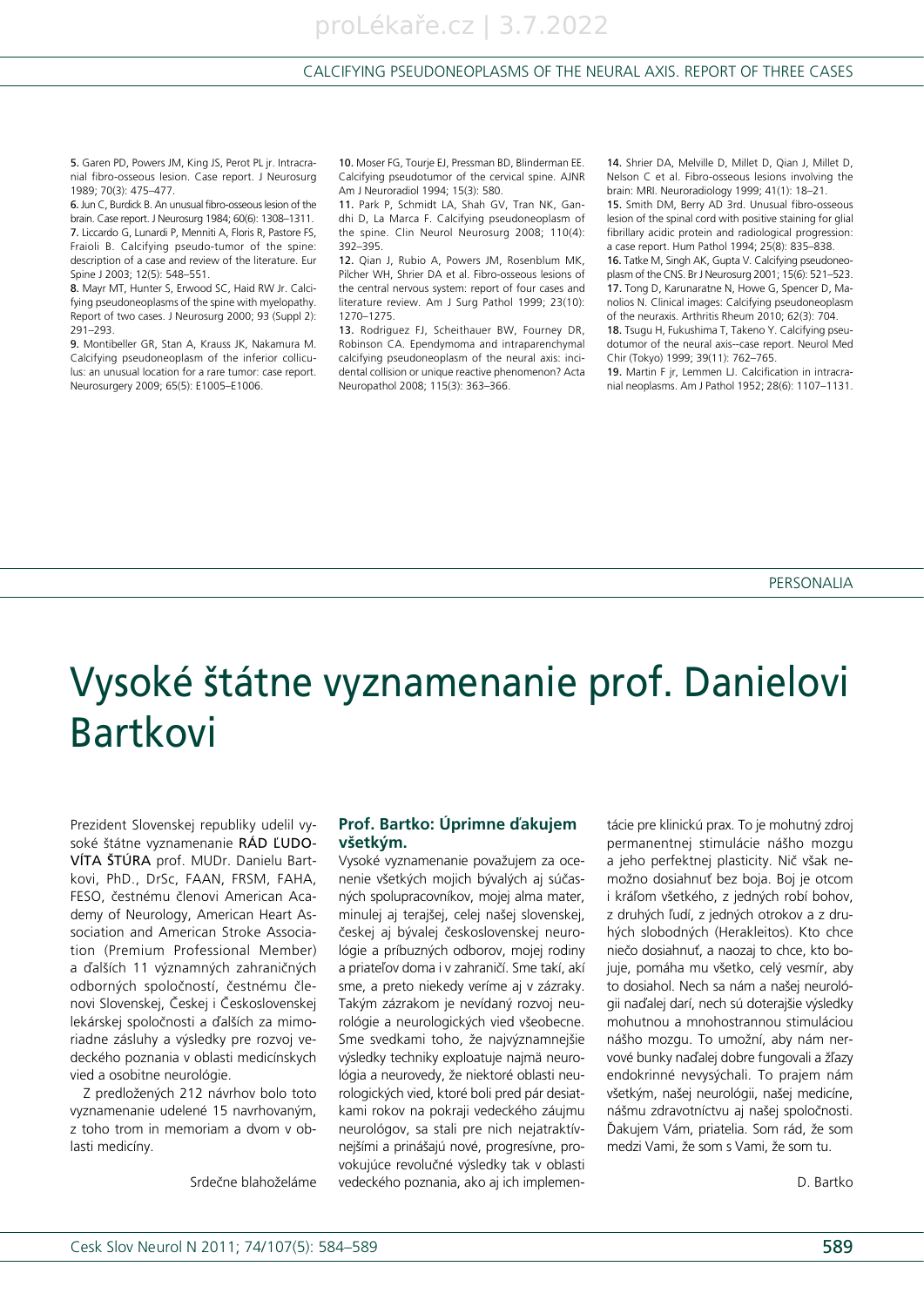5. Garen PD, Powers JM, King JS, Perot PL jr. Intracranial fibro-osseous lesion. Case report. J Neurosurg 1989; 70(3): 475–477.

6. Jun C, Burdick B. An unusual fibro-osseous lesion of the brain. Case report. J Neurosurg 1984; 60(6): 1308–1311.

7. Liccardo G, Lunardi P, Menniti A, Floris R, Pastore FS, Fraioli B. Calcifying pseudo-tumor of the spine: description of a case and review of the literature. Eur Spine J 2003; 12(5): 548–551.

8. Mayr MT, Hunter S, Erwood SC, Haid RW Jr. Calcifying pseudoneoplasms of the spine with myelopathy. Report of two cases. J Neurosurg 2000; 93 (Suppl 2): 291–293.

9. Montibeller GR, Stan A, Krauss JK, Nakamura M. Calcifying pseudoneoplasm of the inferior colliculus: an unusual location for a rare tumor: case report. Neurosurgery 2009; 65(5): E1005–E1006.

10. Moser FG, Tourje EJ, Pressman BD, Blinderman EE. Calcifying pseudotumor of the cervical spine. AJNR Am J Neuroradiol 1994; 15(3): 580.

11. Park P, Schmidt LA, Shah GV, Tran NK, Gandhi D, La Marca F. Calcifying pseudoneoplasm of the spine. Clin Neurol Neurosurg 2008; 110(4): 392–395.

12. Qian J, Rubio A, Powers JM, Rosenblum MK, Pilcher WH, Shrier DA et al. Fibro-osseous lesions of the central nervous system: report of four cases and literature review. Am J Surg Pathol 1999; 23(10): 1270–1275.

13. Rodriguez FJ, Scheithauer BW, Fourney DR, Robinson CA. Ependymoma and intraparenchymal calcifying pseudoneoplasm of the neural axis: incidental collision or unique reactive phenomenon? Acta Neuropathol 2008; 115(3): 363–366.

14. Shrier DA, Melville D, Millet D, Qian J, Millet D, Nelson C et al. Fibro-osseous lesions involving the brain: MRI. Neuroradiology 1999; 41(1): 18–21.

15. Smith DM, Berry AD 3rd. Unusual fibro-osseous lesion of the spinal cord with positive staining for glial fibrillary acidic protein and radiological progression: a case report. Hum Pathol 1994; 25(8): 835–838.

16. Tatke M, Singh AK, Gupta V. Calcifying pseudoneoplasm of the CNS. Br J Neurosurg 2001; 15(6): 521–523.

17. Tong D, Karunaratne N, Howe G, Spencer D, Manolios N. Clinical images: Calcifying pseudoneoplasm of the neuraxis. Arthritis Rheum 2010; 62(3): 704.

18. Tsugu H, Fukushima T, Takeno Y. Calcifying pseudotumor of the neural axis--case report. Neurol Med Chir (Tokyo) 1999; 39(11): 762–765.

19. Martin F jr, Lemmen LJ. Calcification in intracranial neoplasms. Am J Pathol 1952; 28(6): 1107–1131.

PERSONALIA

# Vysoké štátne vyznamenanie prof. Danielovi Bartkovi

Prezident Slovenskej republiky udelil vysoké štátne vyznamenanie RÁD ĽUDOVÍTA ŠTÚRA prof. MUDr. Danielu Bartkovi, PhD., DrSc, FAAN, FRSM, FAHA, FESO, čestnému členovi American Academy of Neurology, American Heart Association and American Stroke Association (Premium Professional Member) a ďalších 11 významných zahraničných odborných spoločností, čestnému členovi Slovenskej, Českej i Československej lekárskej spoločnosti a ďalších za mimoriadne zásluhy a výsledky pre rozvoj vedeckého poznania v oblasti medicínskych vied a osobitne neurológie.

Z predložených 212 návrhov bolo toto vyznamenanie udelené 15 navrhovaným, z toho trom in memoriam a dvom v oblasti medicíny.

Srdečne blahoželáme

## Prof. Bartko: Úprimne ďakujem všetkým.

Vysoké vyznamenanie považujem za ocenenie všetkých mojich bývalých aj súčasných spolupracovníkov, mojej alma mater, minulej aj terajšej, celej našej slovenskej, českej aj bývalej československej neurológie a príbuzných odborov, mojej rodiny a priateľov doma i v zahraničí. Sme takí, akí sme, a preto niekedy veríme aj v zázraky. Takým zázrakom je nevídaný rozvoj neurológie a neurologických vied všeobecne. Sme svedkami toho, že najvýznamnejšie výsledky techniky exploatuje najmä neurológia a neurovedy, že niektoré oblasti neurologických vied, ktoré boli pred pár desiatkami rokov na pokraji vedeckého záujmu neurológov, sa stali pre nich najatraktívnejšími a prinášajú nové, progresívne, provokujúce revolučné výsledky tak v oblasti vedeckého poznania, ako aj ich implementácie pre klinickú prax. To je mohutný zdroj permanentnej stimulácie nášho mozgu a jeho perfektnej plasticity. Nič však nemožno dosiahnuť bez boja. Boj je otcom i kráľom všetkého, z jedných robí bohov, z druhých ľudí, z jedných otrokov a z druhých slobodných (Herakleitos). Kto chce niečo dosiahnuť, a naozaj to chce, kto bojuje, pomáha mu všetko, celý vesmír, aby to dosiahol. Nech sa nám a našej neurológii naďalej darí, nech sú doterajšie výsledky mohutnou a mnohostrannou stimuláciou nášho mozgu. To umožní, aby nám nervové bunky naďalej dobre fungovali a žľazy endokrinné nevysýchali. To prajem nám všetkým, našej neurológii, našej medicíne, nášmu zdravotníctvu aj našej spoločnosti. Ďakujem Vám, priatelia. Som rád, že som medzi Vami, že som s Vami, že som tu.

D. Bartko